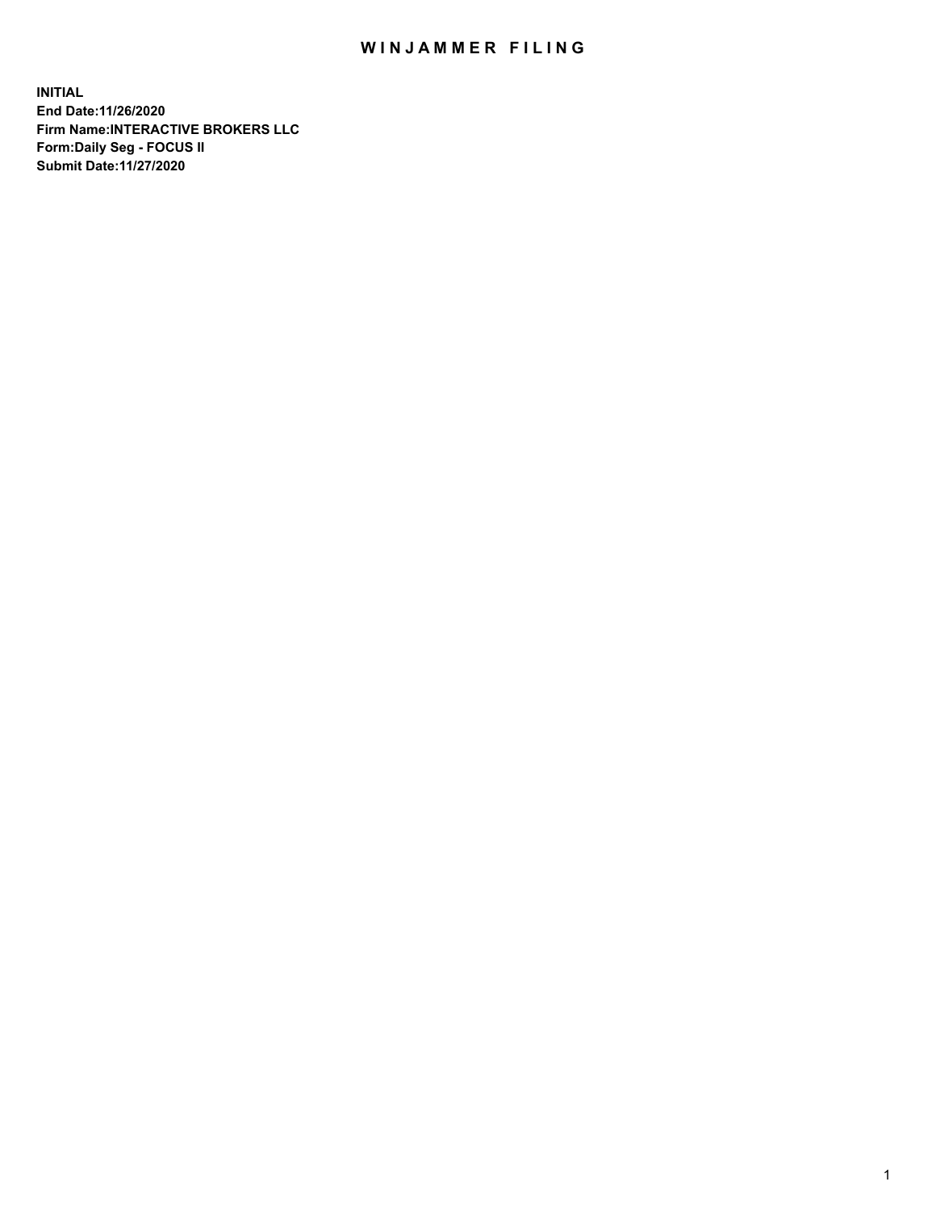# WINJAMMER FILING

**INITIAL**
**End Date:11/26/2020**
**Firm Name:INTERACTIVE BROKERS LLC**
**Form:Daily Seg - FOCUS II**
**Submit Date:11/27/2020**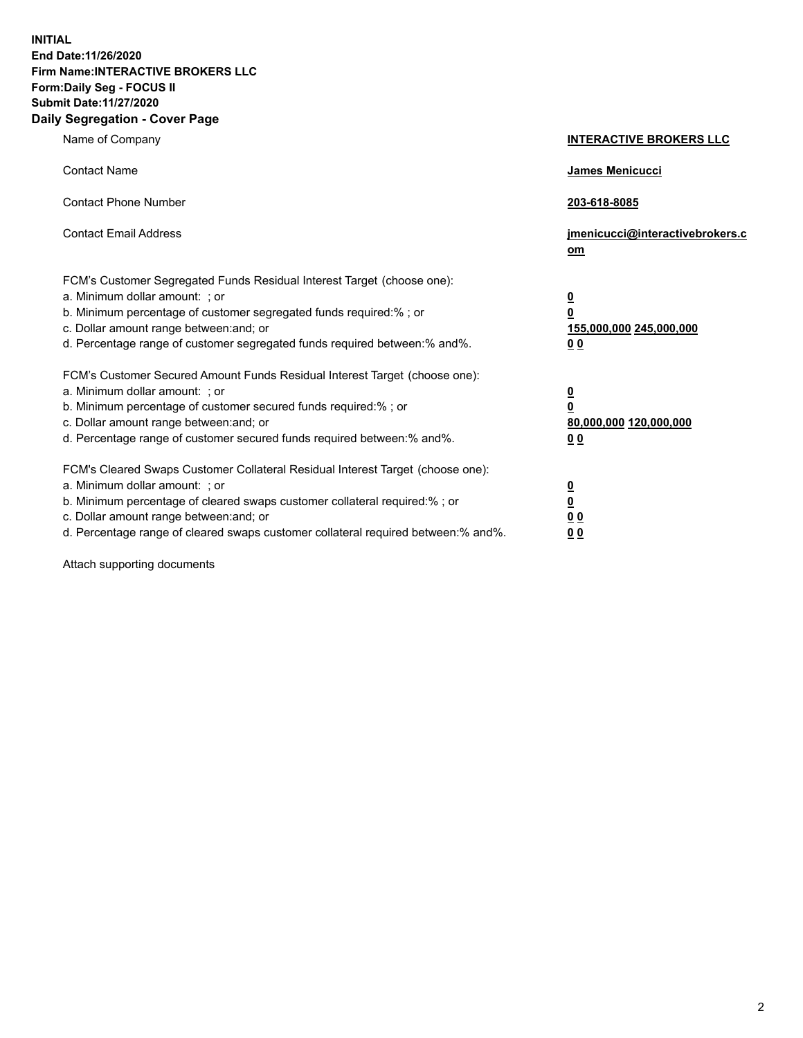**INITIAL**
**End Date:11/26/2020**
**Firm Name:INTERACTIVE BROKERS LLC**
**Form:Daily Seg - FOCUS II**
**Submit Date:11/27/2020**

## Daily Segregation - Cover Page

| | |
|---|---|
| Name of Company | **INTERACTIVE BROKERS LLC** |
| Contact Name | **James Menicucci** |
| Contact Phone Number | **203-618-8085** |
| Contact Email Address | **jmenicucci@interactivebrokers.com** |

| | |
|---|---|
| FCM's Customer Segregated Funds Residual Interest Target (choose one): | |
| a. Minimum dollar amount: ; or | **0** |
| b. Minimum percentage of customer segregated funds required:% ; or | **0** |
| c. Dollar amount range between:and; or | **155,000,000 245,000,000** |
| d. Percentage range of customer segregated funds required between:% and%. | **0 0** |
| FCM's Customer Secured Amount Funds Residual Interest Target (choose one): | |
| a. Minimum dollar amount: ; or | **0** |
| b. Minimum percentage of customer secured funds required:% ; or | **0** |
| c. Dollar amount range between:and; or | **80,000,000 120,000,000** |
| d. Percentage range of customer secured funds required between:% and%. | **0 0** |
| FCM's Cleared Swaps Customer Collateral Residual Interest Target (choose one): | |
| a. Minimum dollar amount: ; or | **0** |
| b. Minimum percentage of cleared swaps customer collateral required:% ; or | **0** |
| c. Dollar amount range between:and; or | **0 0** |
| d. Percentage range of cleared swaps customer collateral required between:% and%. | **0 0** |

Attach supporting documents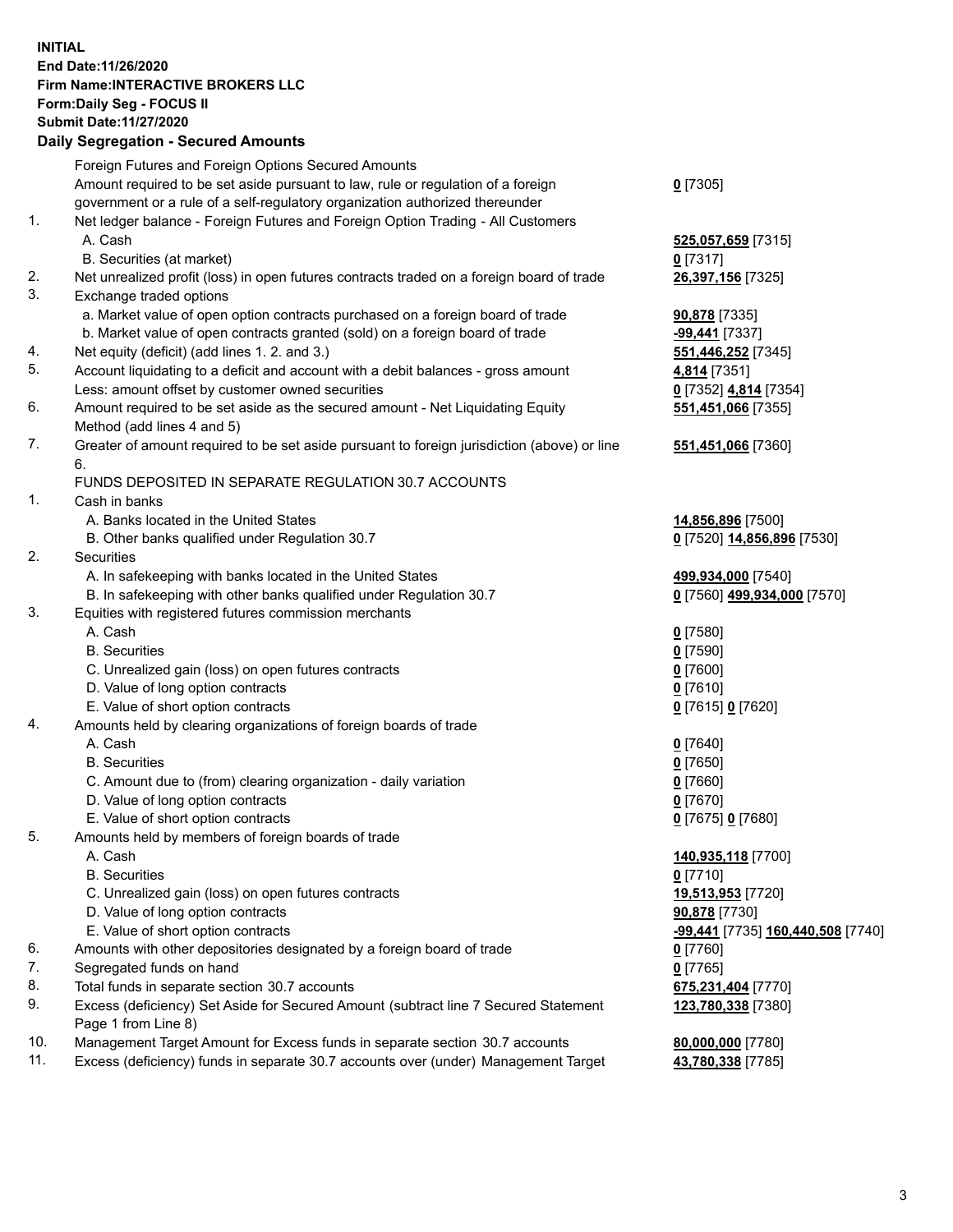**INITIAL**
**End Date:11/26/2020**
**Firm Name:INTERACTIVE BROKERS LLC**
**Form:Daily Seg - FOCUS II**
**Submit Date:11/27/2020**

### Daily Segregation - Secured Amounts

| | | |
|---|---|---|
| | Foreign Futures and Foreign Options Secured Amounts | |
| | Amount required to be set aside pursuant to law, rule or regulation of a foreign government or a rule of a self-regulatory organization authorized thereunder | **0** [7305] |
| 1. | Net ledger balance - Foreign Futures and Foreign Option Trading - All Customers | |
| | A. Cash | **525,057,659** [7315] |
| | B. Securities (at market) | **0** [7317] |
| 2. | Net unrealized profit (loss) in open futures contracts traded on a foreign board of trade | **26,397,156** [7325] |
| 3. | Exchange traded options | |
| | a. Market value of open option contracts purchased on a foreign board of trade | **90,878** [7335] |
| | b. Market value of open contracts granted (sold) on a foreign board of trade | **-99,441** [7337] |
| 4. | Net equity (deficit) (add lines 1. 2. and 3.) | **551,446,252** [7345] |
| 5. | Account liquidating to a deficit and account with a debit balances - gross amount | **4,814** [7351] |
| | Less: amount offset by customer owned securities | **0** [7352] **4,814** [7354] |
| 6. | Amount required to be set aside as the secured amount - Net Liquidating Equity Method (add lines 4 and 5) | **551,451,066** [7355] |
| 7. | Greater of amount required to be set aside pursuant to foreign jurisdiction (above) or line 6. | **551,451,066** [7360] |
| | FUNDS DEPOSITED IN SEPARATE REGULATION 30.7 ACCOUNTS | |
| 1. | Cash in banks | |
| | A. Banks located in the United States | **14,856,896** [7500] |
| | B. Other banks qualified under Regulation 30.7 | **0** [7520] **14,856,896** [7530] |
| 2. | Securities | |
| | A. In safekeeping with banks located in the United States | **499,934,000** [7540] |
| | B. In safekeeping with other banks qualified under Regulation 30.7 | **0** [7560] **499,934,000** [7570] |
| 3. | Equities with registered futures commission merchants | |
| | A. Cash | **0** [7580] |
| | B. Securities | **0** [7590] |
| | C. Unrealized gain (loss) on open futures contracts | **0** [7600] |
| | D. Value of long option contracts | **0** [7610] |
| | E. Value of short option contracts | **0** [7615] **0** [7620] |
| 4. | Amounts held by clearing organizations of foreign boards of trade | |
| | A. Cash | **0** [7640] |
| | B. Securities | **0** [7650] |
| | C. Amount due to (from) clearing organization - daily variation | **0** [7660] |
| | D. Value of long option contracts | **0** [7670] |
| | E. Value of short option contracts | **0** [7675] **0** [7680] |
| 5. | Amounts held by members of foreign boards of trade | |
| | A. Cash | **140,935,118** [7700] |
| | B. Securities | **0** [7710] |
| | C. Unrealized gain (loss) on open futures contracts | **19,513,953** [7720] |
| | D. Value of long option contracts | **90,878** [7730] |
| | E. Value of short option contracts | **-99,441** [7735] **160,440,508** [7740] |
| 6. | Amounts with other depositories designated by a foreign board of trade | **0** [7760] |
| 7. | Segregated funds on hand | **0** [7765] |
| 8. | Total funds in separate section 30.7 accounts | **675,231,404** [7770] |
| 9. | Excess (deficiency) Set Aside for Secured Amount (subtract line 7 Secured Statement Page 1 from Line 8) | **123,780,338** [7380] |
| 10. | Management Target Amount for Excess funds in separate section 30.7 accounts | **80,000,000** [7780] |
| 11. | Excess (deficiency) funds in separate 30.7 accounts over (under) Management Target | **43,780,338** [7785] |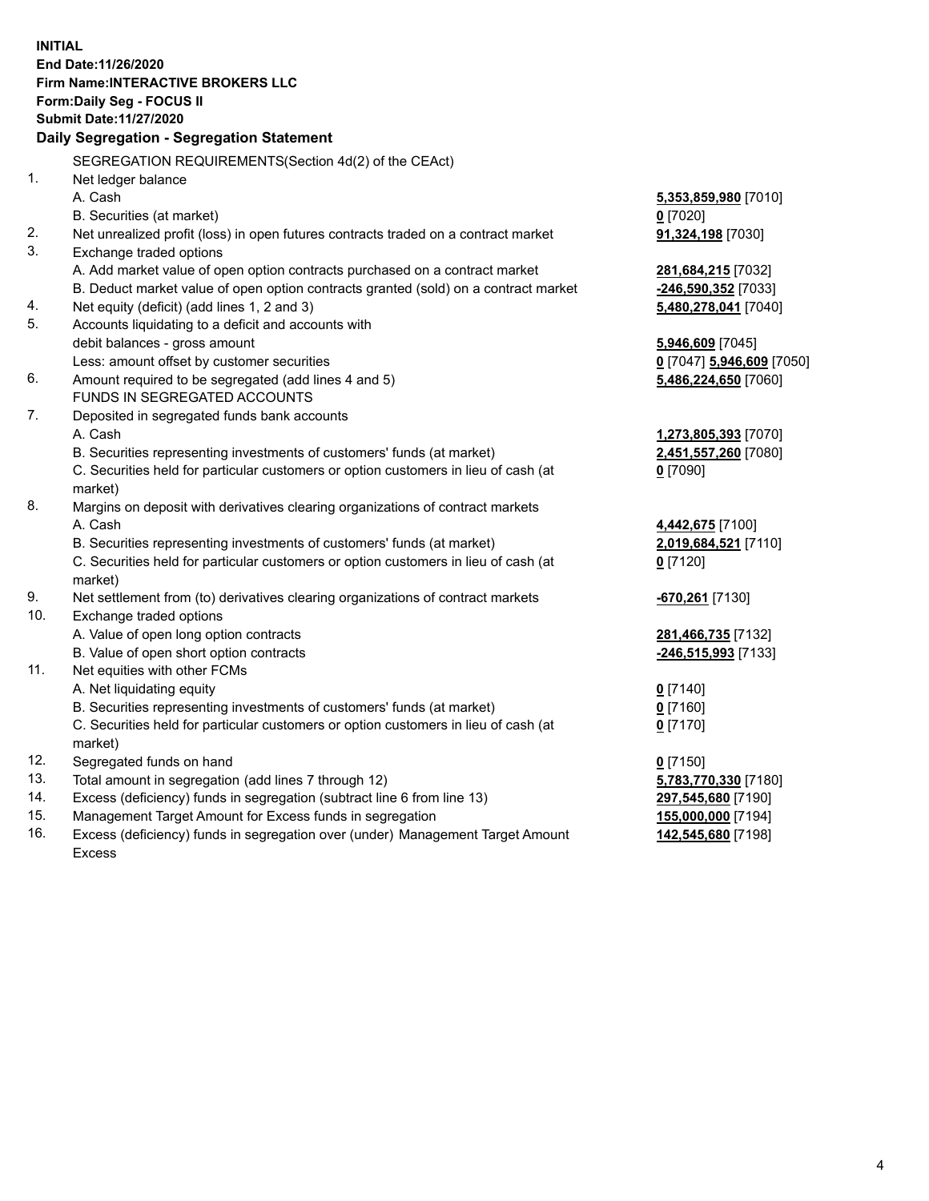**INITIAL**
**End Date:11/26/2020**
**Firm Name:INTERACTIVE BROKERS LLC**
**Form:Daily Seg - FOCUS II**
**Submit Date:11/27/2020**

## Daily Segregation - Segregation Statement

SEGREGATION REQUIREMENTS(Section 4d(2) of the CEAct)

| | | |
|---|---|---|
| 1. | Net ledger balance | |
| | A. Cash | **5,353,859,980** [7010] |
| | B. Securities (at market) | **0** [7020] |
| 2. | Net unrealized profit (loss) in open futures contracts traded on a contract market | **91,324,198** [7030] |
| 3. | Exchange traded options | |
| | A. Add market value of open option contracts purchased on a contract market | **281,684,215** [7032] |
| | B. Deduct market value of open option contracts granted (sold) on a contract market | **-246,590,352** [7033] |
| 4. | Net equity (deficit) (add lines 1, 2 and 3) | **5,480,278,041** [7040] |
| 5. | Accounts liquidating to a deficit and accounts with debit balances - gross amount | **5,946,609** [7045] |
| | Less: amount offset by customer securities | **0** [7047] **5,946,609** [7050] |
| 6. | Amount required to be segregated (add lines 4 and 5) | **5,486,224,650** [7060] |
| | FUNDS IN SEGREGATED ACCOUNTS | |
| 7. | Deposited in segregated funds bank accounts | |
| | A. Cash | **1,273,805,393** [7070] |
| | B. Securities representing investments of customers' funds (at market) | **2,451,557,260** [7080] |
| | C. Securities held for particular customers or option customers in lieu of cash (at market) | **0** [7090] |
| 8. | Margins on deposit with derivatives clearing organizations of contract markets | |
| | A. Cash | **4,442,675** [7100] |
| | B. Securities representing investments of customers' funds (at market) | **2,019,684,521** [7110] |
| | C. Securities held for particular customers or option customers in lieu of cash (at market) | **0** [7120] |
| 9. | Net settlement from (to) derivatives clearing organizations of contract markets | **-670,261** [7130] |
| 10. | Exchange traded options | |
| | A. Value of open long option contracts | **281,466,735** [7132] |
| | B. Value of open short option contracts | **-246,515,993** [7133] |
| 11. | Net equities with other FCMs | |
| | A. Net liquidating equity | **0** [7140] |
| | B. Securities representing investments of customers' funds (at market) | **0** [7160] |
| | C. Securities held for particular customers or option customers in lieu of cash (at market) | **0** [7170] |
| 12. | Segregated funds on hand | **0** [7150] |
| 13. | Total amount in segregation (add lines 7 through 12) | **5,783,770,330** [7180] |
| 14. | Excess (deficiency) funds in segregation (subtract line 6 from line 13) | **297,545,680** [7190] |
| 15. | Management Target Amount for Excess funds in segregation | **155,000,000** [7194] |
| 16. | Excess (deficiency) funds in segregation over (under) Management Target Amount Excess | **142,545,680** [7198] |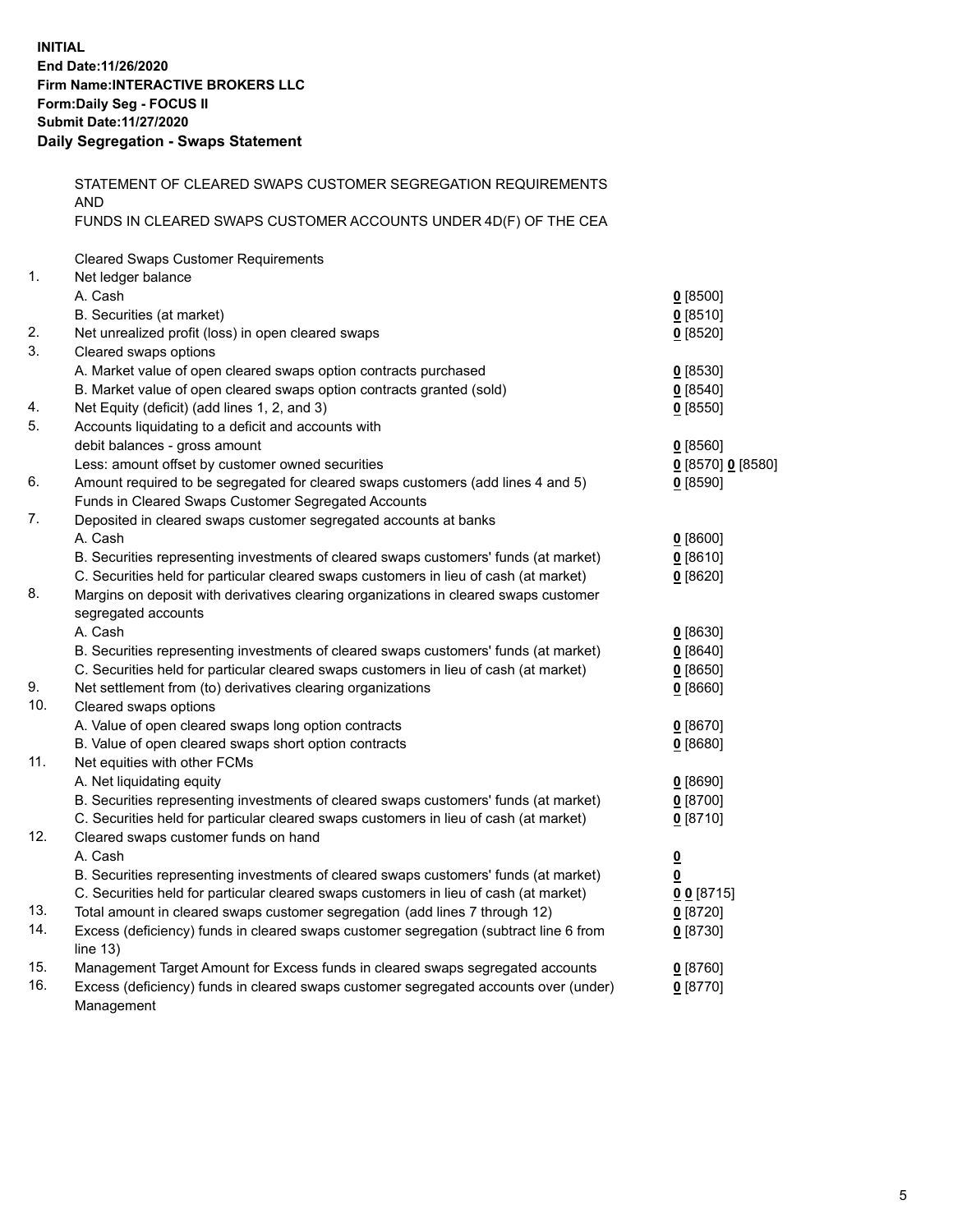**INITIAL**
**End Date:11/26/2020**
**Firm Name:INTERACTIVE BROKERS LLC**
**Form:Daily Seg - FOCUS II**
**Submit Date:11/27/2020**
**Daily Segregation - Swaps Statement**

STATEMENT OF CLEARED SWAPS CUSTOMER SEGREGATION REQUIREMENTS AND FUNDS IN CLEARED SWAPS CUSTOMER ACCOUNTS UNDER 4D(F) OF THE CEA

| | | |
|---|---|---|
| | Cleared Swaps Customer Requirements | |
| 1. | Net ledger balance | |
| | A. Cash | 0 [8500] |
| | B. Securities (at market) | 0 [8510] |
| 2. | Net unrealized profit (loss) in open cleared swaps | 0 [8520] |
| 3. | Cleared swaps options | |
| | A. Market value of open cleared swaps option contracts purchased | 0 [8530] |
| | B. Market value of open cleared swaps option contracts granted (sold) | 0 [8540] |
| 4. | Net Equity (deficit) (add lines 1, 2, and 3) | 0 [8550] |
| 5. | Accounts liquidating to a deficit and accounts with debit balances - gross amount | 0 [8560] |
| | Less: amount offset by customer owned securities | 0 [8570] 0 [8580] |
| 6. | Amount required to be segregated for cleared swaps customers (add lines 4 and 5) | 0 [8590] |
| | Funds in Cleared Swaps Customer Segregated Accounts | |
| 7. | Deposited in cleared swaps customer segregated accounts at banks | |
| | A. Cash | 0 [8600] |
| | B. Securities representing investments of cleared swaps customers' funds (at market) | 0 [8610] |
| | C. Securities held for particular cleared swaps customers in lieu of cash (at market) | 0 [8620] |
| 8. | Margins on deposit with derivatives clearing organizations in cleared swaps customer segregated accounts | |
| | A. Cash | 0 [8630] |
| | B. Securities representing investments of cleared swaps customers' funds (at market) | 0 [8640] |
| | C. Securities held for particular cleared swaps customers in lieu of cash (at market) | 0 [8650] |
| 9. | Net settlement from (to) derivatives clearing organizations | 0 [8660] |
| 10. | Cleared swaps options | |
| | A. Value of open cleared swaps long option contracts | 0 [8670] |
| | B. Value of open cleared swaps short option contracts | 0 [8680] |
| 11. | Net equities with other FCMs | |
| | A. Net liquidating equity | 0 [8690] |
| | B. Securities representing investments of cleared swaps customers' funds (at market) | 0 [8700] |
| | C. Securities held for particular cleared swaps customers in lieu of cash (at market) | 0 [8710] |
| 12. | Cleared swaps customer funds on hand | |
| | A. Cash | 0 |
| | B. Securities representing investments of cleared swaps customers' funds (at market) | 0 |
| | C. Securities held for particular cleared swaps customers in lieu of cash (at market) | 0 0 [8715] |
| 13. | Total amount in cleared swaps customer segregation (add lines 7 through 12) | 0 [8720] |
| 14. | Excess (deficiency) funds in cleared swaps customer segregation (subtract line 6 from line 13) | 0 [8730] |
| 15. | Management Target Amount for Excess funds in cleared swaps segregated accounts | 0 [8760] |
| 16. | Excess (deficiency) funds in cleared swaps customer segregated accounts over (under) Management | 0 [8770] |